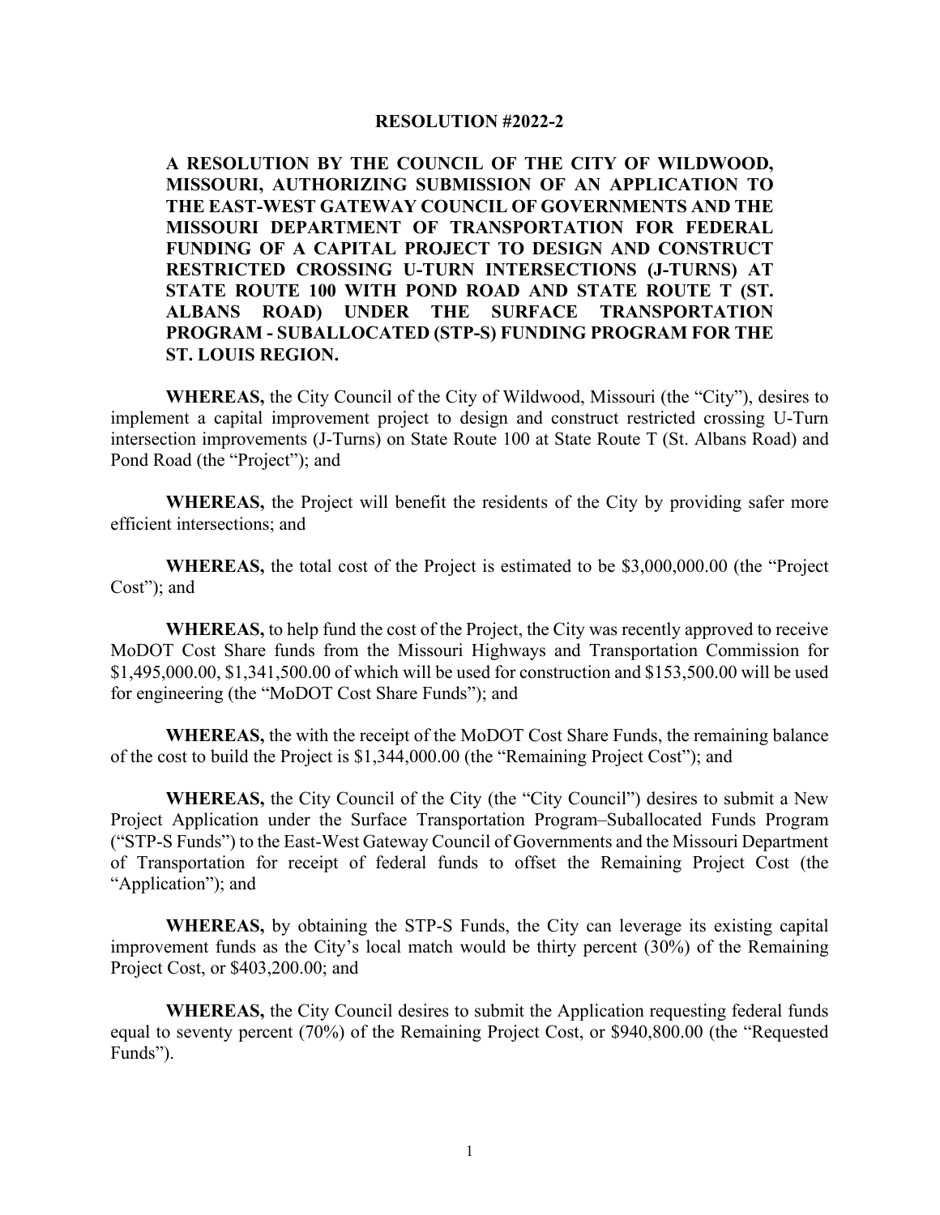# RESOLUTION #2022-2

**A RESOLUTION BY THE COUNCIL OF THE CITY OF WILDWOOD, MISSOURI, AUTHORIZING SUBMISSION OF AN APPLICATION TO THE EAST-WEST GATEWAY COUNCIL OF GOVERNMENTS AND THE MISSOURI DEPARTMENT OF TRANSPORTATION FOR FEDERAL FUNDING OF A CAPITAL PROJECT TO DESIGN AND CONSTRUCT RESTRICTED CROSSING U-TURN INTERSECTIONS (J-TURNS) AT STATE ROUTE 100 WITH POND ROAD AND STATE ROUTE T (ST. ALBANS ROAD) UNDER THE SURFACE TRANSPORTATION PROGRAM - SUBALLOCATED (STP-S) FUNDING PROGRAM FOR THE ST. LOUIS REGION.**

**WHEREAS,** the City Council of the City of Wildwood, Missouri (the "City"), desires to implement a capital improvement project to design and construct restricted crossing U-Turn intersection improvements (J-Turns) on State Route 100 at State Route T (St. Albans Road) and Pond Road (the "Project"); and

**WHEREAS,** the Project will benefit the residents of the City by providing safer more efficient intersections; and

**WHEREAS,** the total cost of the Project is estimated to be $3,000,000.00 (the "Project Cost"); and

**WHEREAS,** to help fund the cost of the Project, the City was recently approved to receive MoDOT Cost Share funds from the Missouri Highways and Transportation Commission for $1,495,000.00, $1,341,500.00 of which will be used for construction and $153,500.00 will be used for engineering (the "MoDOT Cost Share Funds"); and

**WHEREAS,** the with the receipt of the MoDOT Cost Share Funds, the remaining balance of the cost to build the Project is $1,344,000.00 (the "Remaining Project Cost"); and

**WHEREAS,** the City Council of the City (the "City Council") desires to submit a New Project Application under the Surface Transportation Program–Suballocated Funds Program ("STP-S Funds") to the East-West Gateway Council of Governments and the Missouri Department of Transportation for receipt of federal funds to offset the Remaining Project Cost (the "Application"); and

**WHEREAS,** by obtaining the STP-S Funds, the City can leverage its existing capital improvement funds as the City's local match would be thirty percent (30%) of the Remaining Project Cost, or $403,200.00; and

**WHEREAS,** the City Council desires to submit the Application requesting federal funds equal to seventy percent (70%) of the Remaining Project Cost, or $940,800.00 (the "Requested Funds").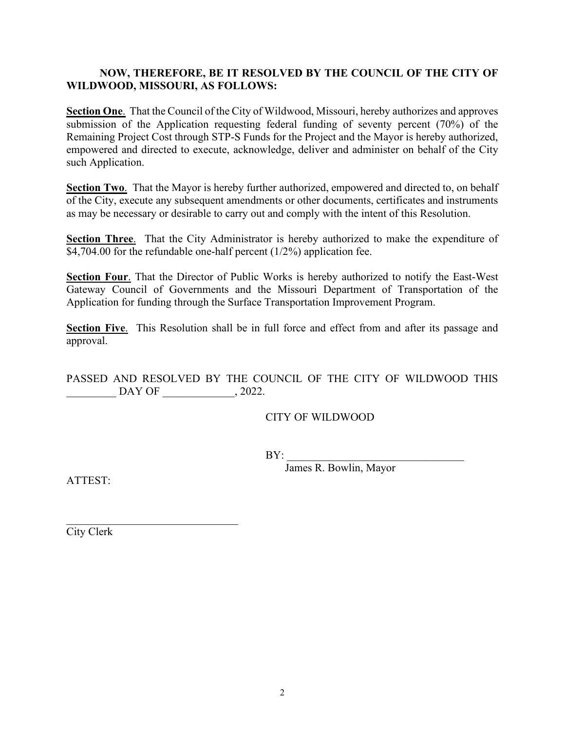**NOW, THEREFORE, BE IT RESOLVED BY THE COUNCIL OF THE CITY OF WILDWOOD, MISSOURI, AS FOLLOWS:**

**Section One**. That the Council of the City of Wildwood, Missouri, hereby authorizes and approves submission of the Application requesting federal funding of seventy percent (70%) of the Remaining Project Cost through STP-S Funds for the Project and the Mayor is hereby authorized, empowered and directed to execute, acknowledge, deliver and administer on behalf of the City such Application.

**Section Two**. That the Mayor is hereby further authorized, empowered and directed to, on behalf of the City, execute any subsequent amendments or other documents, certificates and instruments as may be necessary or desirable to carry out and comply with the intent of this Resolution.

**Section Three**. That the City Administrator is hereby authorized to make the expenditure of $4,704.00 for the refundable one-half percent (1/2%) application fee.

**Section Four**. That the Director of Public Works is hereby authorized to notify the East-West Gateway Council of Governments and the Missouri Department of Transportation of the Application for funding through the Surface Transportation Improvement Program.

**Section Five**. This Resolution shall be in full force and effect from and after its passage and approval.

PASSED AND RESOLVED BY THE COUNCIL OF THE CITY OF WILDWOOD THIS _________ DAY OF _____________, 2022.

CITY OF WILDWOOD

BY: ________________________________

James R. Bowlin, Mayor

ATTEST:

________________________________

City Clerk